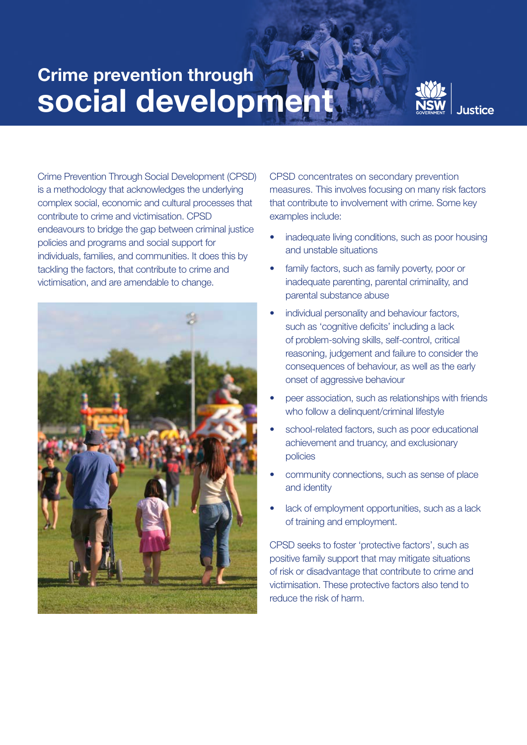# Crime prevention through social development

Crime Prevention Through Social Development (CPSD) is a methodology that acknowledges the underlying complex social, economic and cultural processes that contribute to crime and victimisation. CPSD endeavours to bridge the gap between criminal justice policies and programs and social support for individuals, families, and communities. It does this by tackling the factors, that contribute to crime and victimisation, and are amendable to change.

CPSD concentrates on secondary prevention measures. This involves focusing on many risk factors that contribute to involvement with crime. Some key examples include:

- inadequate living conditions, such as poor housing and unstable situations
- family factors, such as family poverty, poor or inadequate parenting, parental criminality, and parental substance abuse
- individual personality and behaviour factors, such as 'cognitive deficits' including a lack of problem-solving skills, self-control, critical reasoning, judgement and failure to consider the consequences of behaviour, as well as the early onset of aggressive behaviour
- peer association, such as relationships with friends who follow a delinquent/criminal lifestyle
- school-related factors, such as poor educational achievement and truancy, and exclusionary policies
- community connections, such as sense of place and identity
- lack of employment opportunities, such as a lack of training and employment.

CPSD seeks to foster 'protective factors', such as positive family support that may mitigate situations of risk or disadvantage that contribute to crime and victimisation. These protective factors also tend to reduce the risk of harm.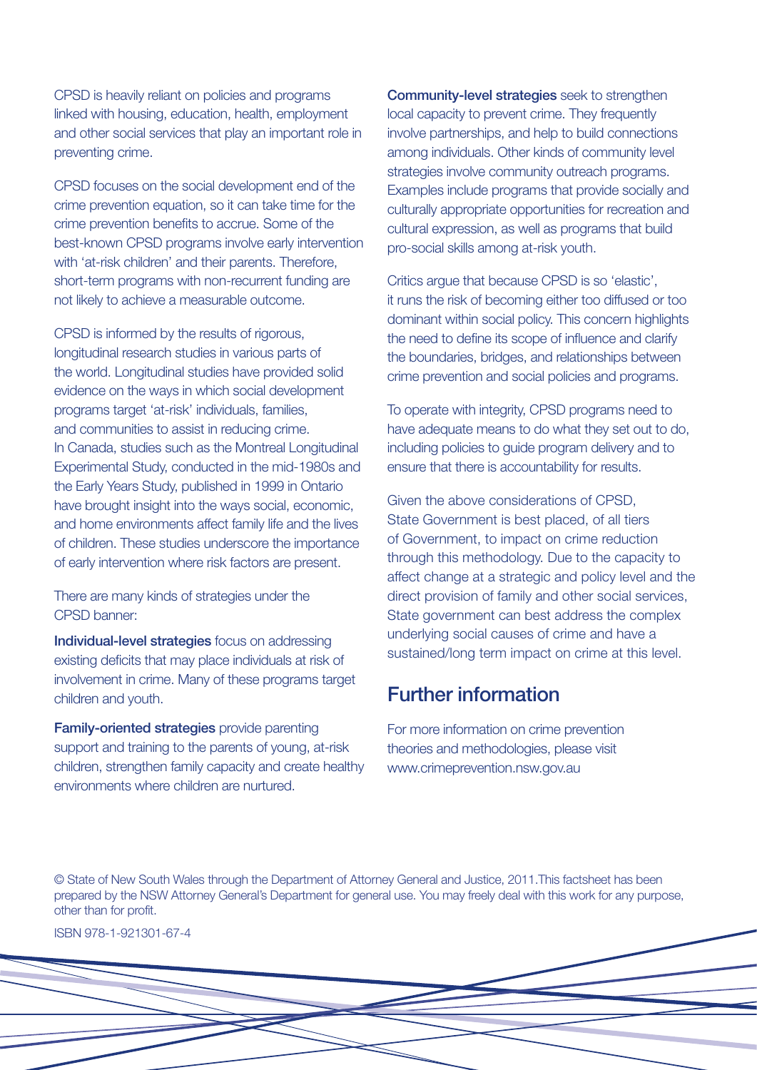CPSD is heavily reliant on policies and programs linked with housing, education, health, employment and other social services that play an important role in preventing crime.

CPSD focuses on the social development end of the crime prevention equation, so it can take time for the crime prevention benefits to accrue. Some of the best-known CPSD programs involve early intervention with 'at-risk children' and their parents. Therefore, short-term programs with non-recurrent funding are not likely to achieve a measurable outcome.

CPSD is informed by the results of rigorous, longitudinal research studies in various parts of the world. Longitudinal studies have provided solid evidence on the ways in which social development programs target 'at-risk' individuals, families, and communities to assist in reducing crime. In Canada, studies such as the Montreal Longitudinal Experimental Study, conducted in the mid-1980s and the Early Years Study, published in 1999 in Ontario have brought insight into the ways social, economic, and home environments affect family life and the lives of children. These studies underscore the importance of early intervention where risk factors are present.

There are many kinds of strategies under the CPSD banner:

**Individual-level strategies** focus on addressing existing deficits that may place individuals at risk of involvement in crime. Many of these programs target children and youth.

**Family-oriented strategies** provide parenting support and training to the parents of young, at-risk children, strengthen family capacity and create healthy environments where children are nurtured.

**Community-level strategies** seek to strengthen local capacity to prevent crime. They frequently involve partnerships, and help to build connections among individuals. Other kinds of community level strategies involve community outreach programs. Examples include programs that provide socially and culturally appropriate opportunities for recreation and cultural expression, as well as programs that build pro-social skills among at-risk youth.

Critics argue that because CPSD is so 'elastic', it runs the risk of becoming either too diffused or too dominant within social policy. This concern highlights the need to define its scope of influence and clarify the boundaries, bridges, and relationships between crime prevention and social policies and programs.

To operate with integrity, CPSD programs need to have adequate means to do what they set out to do, including policies to guide program delivery and to ensure that there is accountability for results.

Given the above considerations of CPSD, State Government is best placed, of all tiers of Government, to impact on crime reduction through this methodology. Due to the capacity to affect change at a strategic and policy level and the direct provision of family and other social services, State government can best address the complex underlying social causes of crime and have a sustained/long term impact on crime at this level.

## Further information

For more information on crime prevention theories and methodologies, please visit www.crimeprevention.nsw.gov.au

© State of New South Wales through the Department of Attorney General and Justice, 2011.This factsheet has been prepared by the NSW Attorney General's Department for general use. You may freely deal with this work for any purpose, other than for profit.

ISBN 978-1-921301-67-4